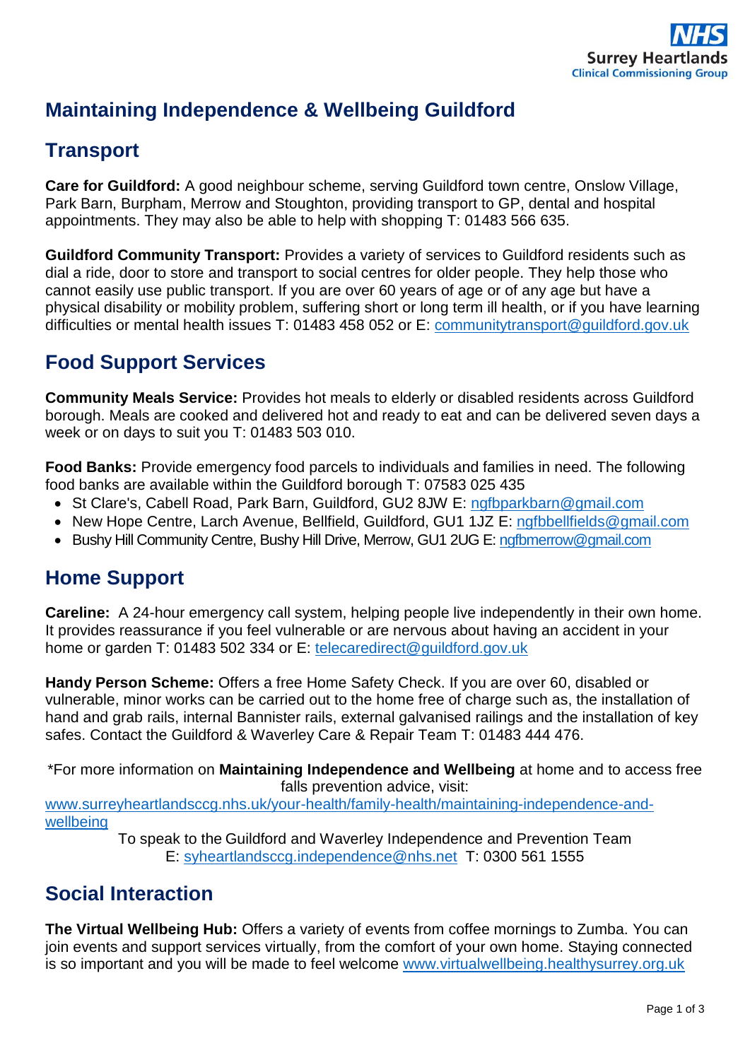NHS Surrey Heartlands Clinical Commissioning Group

# Maintaining Independence & Wellbeing Guildford

## Transport

**Care for Guildford:** A good neighbour scheme, serving Guildford town centre, Onslow Village, Park Barn, Burpham, Merrow and Stoughton, providing transport to GP, dental and hospital appointments. They may also be able to help with shopping T: 01483 566 635.

**Guildford Community Transport:** Provides a variety of services to Guildford residents such as dial a ride, door to store and transport to social centres for older people. They help those who cannot easily use public transport. If you are over 60 years of age or of any age but have a physical disability or mobility problem, suffering short or long term ill health, or if you have learning difficulties or mental health issues T: 01483 458 052 or E: communitytransport@guildford.gov.uk

## Food Support Services

**Community Meals Service:** Provides hot meals to elderly or disabled residents across Guildford borough. Meals are cooked and delivered hot and ready to eat and can be delivered seven days a week or on days to suit you T: 01483 503 010.

**Food Banks:** Provide emergency food parcels to individuals and families in need. The following food banks are available within the Guildford borough T: 07583 025 435

- St Clare's, Cabell Road, Park Barn, Guildford, GU2 8JW E: ngfbparkbarn@gmail.com
- New Hope Centre, Larch Avenue, Bellfield, Guildford, GU1 1JZ E: ngfbbellfields@gmail.com
- Bushy Hill Community Centre, Bushy Hill Drive, Merrow, GU1 2UG E: ngfbmerrow@gmail.com

## Home Support

**Careline:** A 24-hour emergency call system, helping people live independently in their own home. It provides reassurance if you feel vulnerable or are nervous about having an accident in your home or garden T: 01483 502 334 or E: telecaredirect@guildford.gov.uk

**Handy Person Scheme:** Offers a free Home Safety Check. If you are over 60, disabled or vulnerable, minor works can be carried out to the home free of charge such as, the installation of hand and grab rails, internal Bannister rails, external galvanised railings and the installation of key safes. Contact the Guildford & Waverley Care & Repair Team T: 01483 444 476.

*For more information on **Maintaining Independence and Wellbeing** at home and to access free falls prevention advice, visit: www.surreyheartlandsccg.nhs.uk/your-health/family-health/maintaining-independence-and-wellbeing

To speak to the Guildford and Waverley Independence and Prevention Team
E: syheartlandsccg.independence@nhs.net T: 0300 561 1555

## Social Interaction

**The Virtual Wellbeing Hub:** Offers a variety of events from coffee mornings to Zumba. You can join events and support services virtually, from the comfort of your own home. Staying connected is so important and you will be made to feel welcome www.virtualwellbeing.healthysurrey.org.uk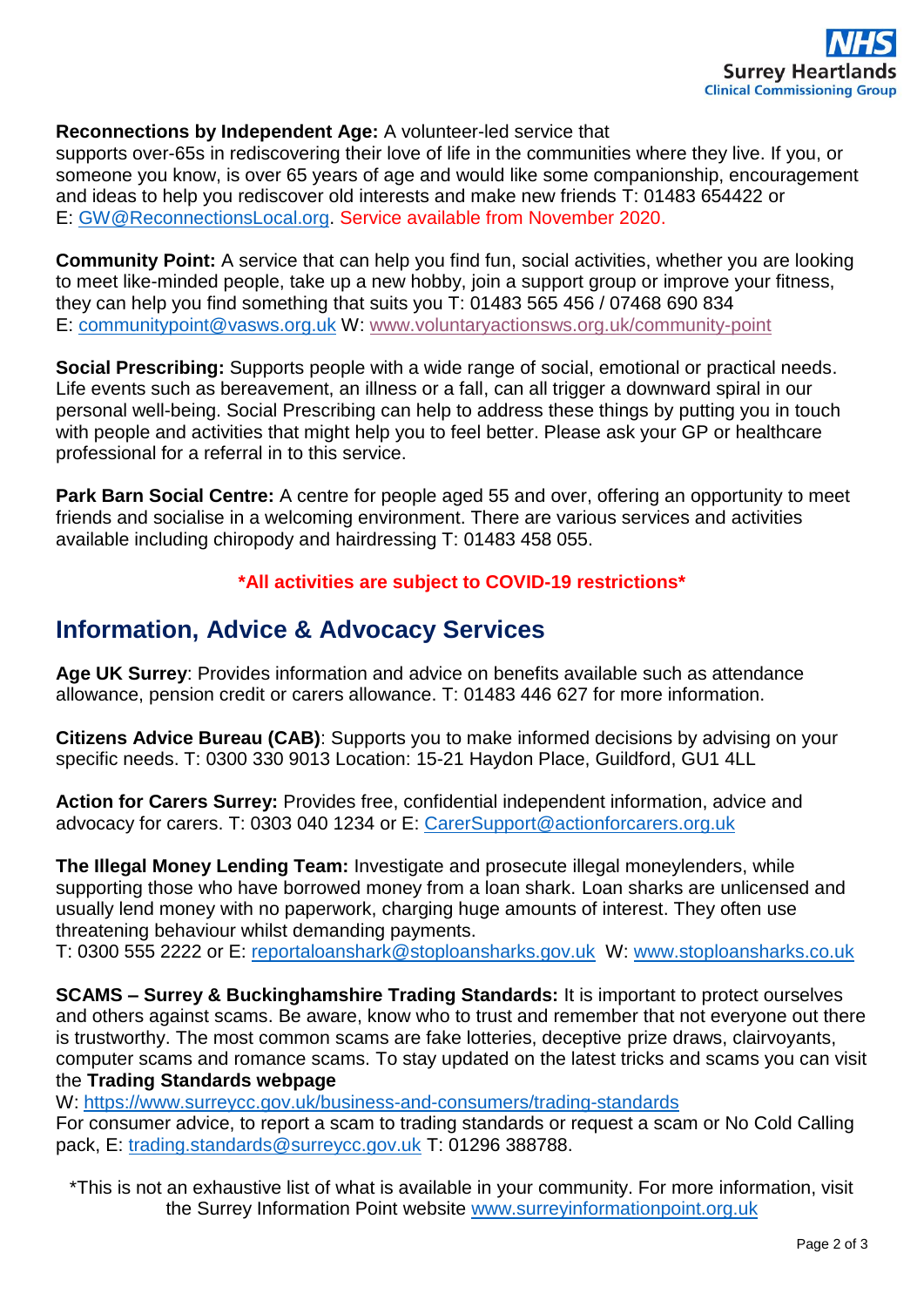**Reconnections by Independent Age:** A volunteer-led service that supports over-65s in rediscovering their love of life in the communities where they live. If you, or someone you know, is over 65 years of age and would like some companionship, encouragement and ideas to help you rediscover old interests and make new friends T: 01483 654422 or E: GW@ReconnectionsLocal.org. Service available from November 2020.

**Community Point:** A service that can help you find fun, social activities, whether you are looking to meet like-minded people, take up a new hobby, join a support group or improve your fitness, they can help you find something that suits you T: 01483 565 456 / 07468 690 834 E: communitypoint@vasws.org.uk W: www.voluntaryactionsws.org.uk/community-point

**Social Prescribing:** Supports people with a wide range of social, emotional or practical needs. Life events such as bereavement, an illness or a fall, can all trigger a downward spiral in our personal well-being. Social Prescribing can help to address these things by putting you in touch with people and activities that might help you to feel better. Please ask your GP or healthcare professional for a referral in to this service.

**Park Barn Social Centre:** A centre for people aged 55 and over, offering an opportunity to meet friends and socialise in a welcoming environment. There are various services and activities available including chiropody and hairdressing T: 01483 458 055.

**\*All activities are subject to COVID-19 restrictions\***

## Information, Advice & Advocacy Services

**Age UK Surrey**: Provides information and advice on benefits available such as attendance allowance, pension credit or carers allowance. T: 01483 446 627 for more information.

**Citizens Advice Bureau (CAB)**: Supports you to make informed decisions by advising on your specific needs. T: 0300 330 9013 Location: 15-21 Haydon Place, Guildford, GU1 4LL

**Action for Carers Surrey:** Provides free, confidential independent information, advice and advocacy for carers. T: 0303 040 1234 or E: CarerSupport@actionforcarers.org.uk

**The Illegal Money Lending Team:** Investigate and prosecute illegal moneylenders, while supporting those who have borrowed money from a loan shark. Loan sharks are unlicensed and usually lend money with no paperwork, charging huge amounts of interest. They often use threatening behaviour whilst demanding payments.
T: 0300 555 2222 or E: reportaloanshark@stoploansharks.gov.uk W: www.stoploansharks.co.uk

**SCAMS – Surrey & Buckinghamshire Trading Standards:** It is important to protect ourselves and others against scams. Be aware, know who to trust and remember that not everyone out there is trustworthy. The most common scams are fake lotteries, deceptive prize draws, clairvoyants, computer scams and romance scams. To stay updated on the latest tricks and scams you can visit the **Trading Standards webpage**
W: https://www.surreycc.gov.uk/business-and-consumers/trading-standards
For consumer advice, to report a scam to trading standards or request a scam or No Cold Calling pack, E: trading.standards@surreycc.gov.uk T: 01296 388788.

\*This is not an exhaustive list of what is available in your community. For more information, visit the Surrey Information Point website www.surreyinformationpoint.org.uk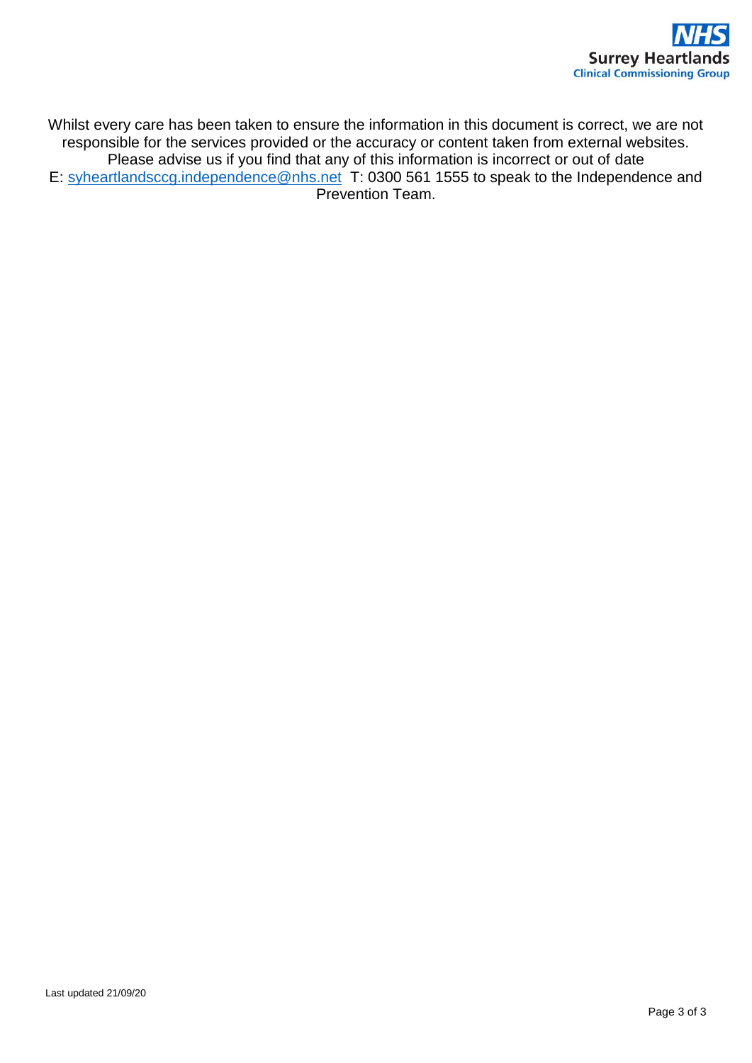Whilst every care has been taken to ensure the information in this document is correct, we are not responsible for the services provided or the accuracy or content taken from external websites. Please advise us if you find that any of this information is incorrect or out of date
E: syheartlandsccg.independence@nhs.net T: 0300 561 1555 to speak to the Independence and Prevention Team.

Last updated 21/09/20